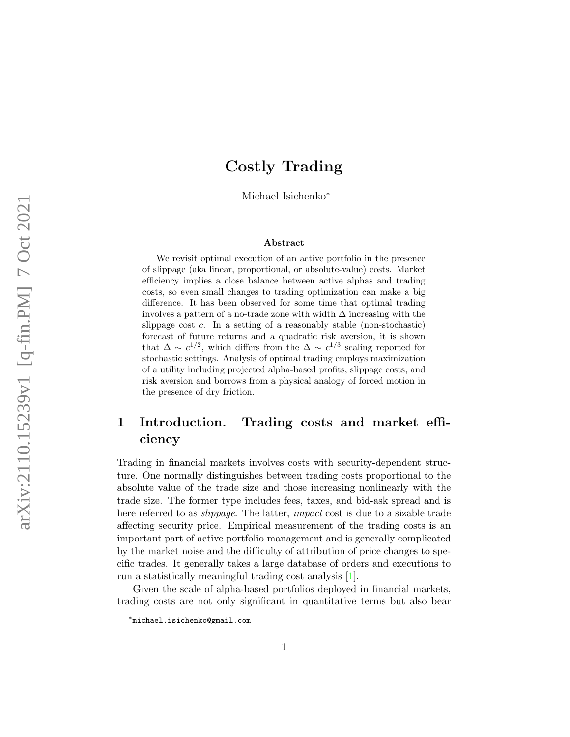# Costly Trading

Michael Isichenko*

### Abstract

We revisit optimal execution of an active portfolio in the presence of slippage (aka linear, proportional, or absolute-value) costs. Market efficiency implies a close balance between active alphas and trading costs, so even small changes to trading optimization can make a big difference. It has been observed for some time that optimal trading involves a pattern of a no-trade zone with width $\Delta$ increasing with the slippage cost $c$. In a setting of a reasonably stable (non-stochastic) forecast of future returns and a quadratic risk aversion, it is shown that $\Delta \sim c^{1/2}$, which differs from the $\Delta \sim c^{1/3}$ scaling reported for stochastic settings. Analysis of optimal trading employs maximization of a utility including projected alpha-based profits, slippage costs, and risk aversion and borrows from a physical analogy of forced motion in the presence of dry friction.

## 1 Introduction. Trading costs and market efficiency

Trading in financial markets involves costs with security-dependent structure. One normally distinguishes between trading costs proportional to the absolute value of the trade size and those increasing nonlinearly with the trade size. The former type includes fees, taxes, and bid-ask spread and is here referred to as *slippage*. The latter, *impact* cost is due to a sizable trade affecting security price. Empirical measurement of the trading costs is an important part of active portfolio management and is generally complicated by the market noise and the difficulty of attribution of price changes to specific trades. It generally takes a large database of orders and executions to run a statistically meaningful trading cost analysis [1].

Given the scale of alpha-based portfolios deployed in financial markets, trading costs are not only significant in quantitative terms but also bear

*michael.isichenko@gmail.com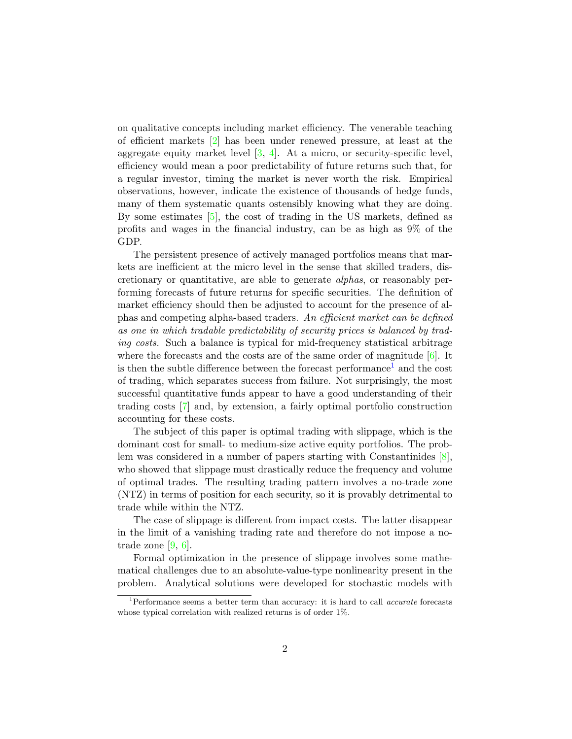on qualitative concepts including market efficiency. The venerable teaching of efficient markets [2] has been under renewed pressure, at least at the aggregate equity market level [3, 4]. At a micro, or security-specific level, efficiency would mean a poor predictability of future returns such that, for a regular investor, timing the market is never worth the risk. Empirical observations, however, indicate the existence of thousands of hedge funds, many of them systematic quants ostensibly knowing what they are doing. By some estimates [5], the cost of trading in the US markets, defined as profits and wages in the financial industry, can be as high as 9% of the GDP.

The persistent presence of actively managed portfolios means that markets are inefficient at the micro level in the sense that skilled traders, discretionary or quantitative, are able to generate *alphas*, or reasonably performing forecasts of future returns for specific securities. The definition of market efficiency should then be adjusted to account for the presence of alphas and competing alpha-based traders. *An efficient market can be defined as one in which tradable predictability of security prices is balanced by trading costs.* Such a balance is typical for mid-frequency statistical arbitrage where the forecasts and the costs are of the same order of magnitude [6]. It is then the subtle difference between the forecast performance[1] and the cost of trading, which separates success from failure. Not surprisingly, the most successful quantitative funds appear to have a good understanding of their trading costs [7] and, by extension, a fairly optimal portfolio construction accounting for these costs.

The subject of this paper is optimal trading with slippage, which is the dominant cost for small- to medium-size active equity portfolios. The problem was considered in a number of papers starting with Constantinides [8], who showed that slippage must drastically reduce the frequency and volume of optimal trades. The resulting trading pattern involves a no-trade zone (NTZ) in terms of position for each security, so it is provably detrimental to trade while within the NTZ.

The case of slippage is different from impact costs. The latter disappear in the limit of a vanishing trading rate and therefore do not impose a no-trade zone [9, 6].

Formal optimization in the presence of slippage involves some mathematical challenges due to an absolute-value-type nonlinearity present in the problem. Analytical solutions were developed for stochastic models with

[1] Performance seems a better term than accuracy: it is hard to call *accurate* forecasts whose typical correlation with realized returns is of order 1%.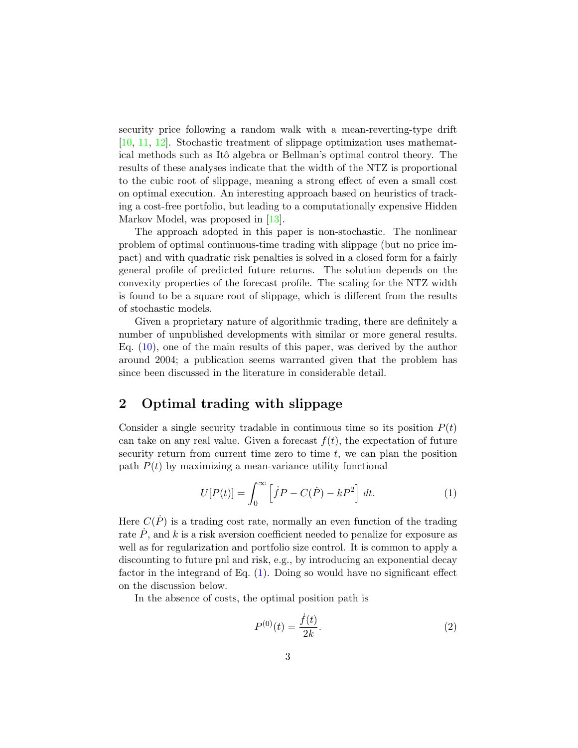security price following a random walk with a mean-reverting-type drift [10, 11, 12]. Stochastic treatment of slippage optimization uses mathematical methods such as Itô algebra or Bellman's optimal control theory. The results of these analyses indicate that the width of the NTZ is proportional to the cubic root of slippage, meaning a strong effect of even a small cost on optimal execution. An interesting approach based on heuristics of tracking a cost-free portfolio, but leading to a computationally expensive Hidden Markov Model, was proposed in [13].

The approach adopted in this paper is non-stochastic. The nonlinear problem of optimal continuous-time trading with slippage (but no price impact) and with quadratic risk penalties is solved in a closed form for a fairly general profile of predicted future returns. The solution depends on the convexity properties of the forecast profile. The scaling for the NTZ width is found to be a square root of slippage, which is different from the results of stochastic models.

Given a proprietary nature of algorithmic trading, there are definitely a number of unpublished developments with similar or more general results. Eq. (10), one of the main results of this paper, was derived by the author around 2004; a publication seems warranted given that the problem has since been discussed in the literature in considerable detail.

## 2 Optimal trading with slippage

Consider a single security tradable in continuous time so its position $P(t)$ can take on any real value. Given a forecast $f(t)$, the expectation of future security return from current time zero to time $t$, we can plan the position path $P(t)$ by maximizing a mean-variance utility functional

$$U[P(t)] = \int_0^\infty \left[\dot{f}P - C(\dot{P}) - kP^2\right] dt. \tag{1}$$

Here $C(\dot{P})$ is a trading cost rate, normally an even function of the trading rate $\dot{P}$, and $k$ is a risk aversion coefficient needed to penalize for exposure as well as for regularization and portfolio size control. It is common to apply a discounting to future pnl and risk, e.g., by introducing an exponential decay factor in the integrand of Eq. (1). Doing so would have no significant effect on the discussion below.

In the absence of costs, the optimal position path is

$$P^{(0)}(t) = \frac{\dot{f}(t)}{2k}. \tag{2}$$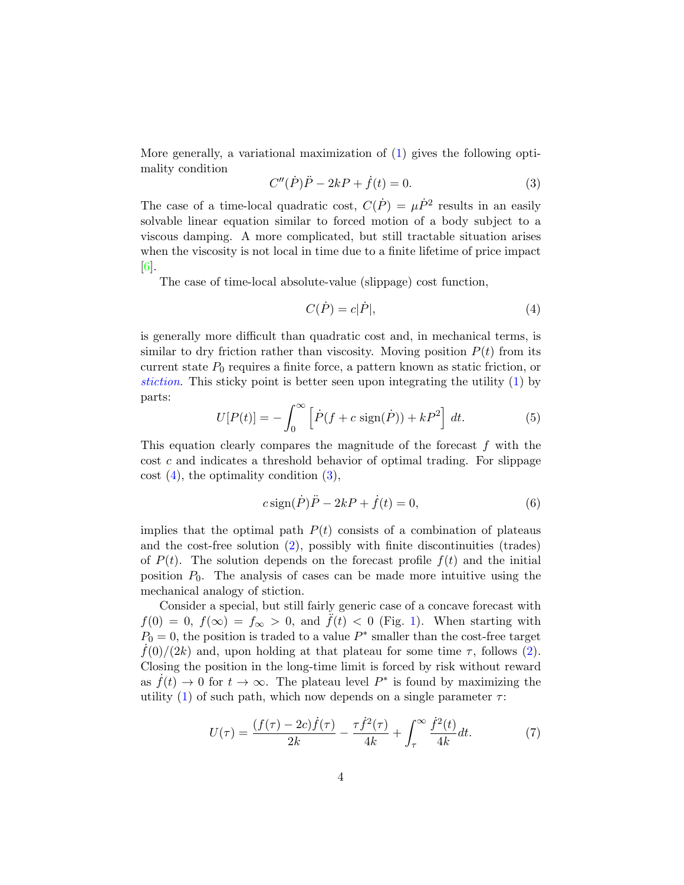More generally, a variational maximization of (1) gives the following optimality condition

$$C''(\dot{P})\ddot{P} - 2kP + \dot{f}(t) = 0. \tag{3}$$

The case of a time-local quadratic cost, $C(\dot{P}) = \mu\dot{P}^2$ results in an easily solvable linear equation similar to forced motion of a body subject to a viscous damping. A more complicated, but still tractable situation arises when the viscosity is not local in time due to a finite lifetime of price impact [6].

The case of time-local absolute-value (slippage) cost function,

$$C(\dot{P}) = c|\dot{P}|, \tag{4}$$

is generally more difficult than quadratic cost and, in mechanical terms, is similar to dry friction rather than viscosity. Moving position $P(t)$ from its current state $P_0$ requires a finite force, a pattern known as static friction, or *stiction*. This sticky point is better seen upon integrating the utility (1) by parts:

$$U[P(t)] = -\int_0^\infty \left[\dot{P}(f + c\,\mathrm{sign}(\dot{P})) + kP^2\right]\,dt. \tag{5}$$

This equation clearly compares the magnitude of the forecast $f$ with the cost $c$ and indicates a threshold behavior of optimal trading. For slippage cost (4), the optimality condition (3),

$$c\,\mathrm{sign}(\dot{P})\ddot{P} - 2kP + \dot{f}(t) = 0, \tag{6}$$

implies that the optimal path $P(t)$ consists of a combination of plateaus and the cost-free solution (2), possibly with finite discontinuities (trades) of $P(t)$. The solution depends on the forecast profile $f(t)$ and the initial position $P_0$. The analysis of cases can be made more intuitive using the mechanical analogy of stiction.

Consider a special, but still fairly generic case of a concave forecast with $f(0) = 0$, $f(\infty) = f_\infty > 0$, and $\ddot{f}(t) < 0$ (Fig. 1). When starting with $P_0 = 0$, the position is traded to a value $P^*$ smaller than the cost-free target $\dot{f}(0)/(2k)$ and, upon holding at that plateau for some time $\tau$, follows (2). Closing the position in the long-time limit is forced by risk without reward as $\dot{f}(t) \to 0$ for $t \to \infty$. The plateau level $P^*$ is found by maximizing the utility (1) of such path, which now depends on a single parameter $\tau$:

$$U(\tau) = \frac{(f(\tau) - 2c)\dot{f}(\tau)}{2k} - \frac{\tau\dot{f}^2(\tau)}{4k} + \int_\tau^\infty \frac{\dot{f}^2(t)}{4k}dt. \tag{7}$$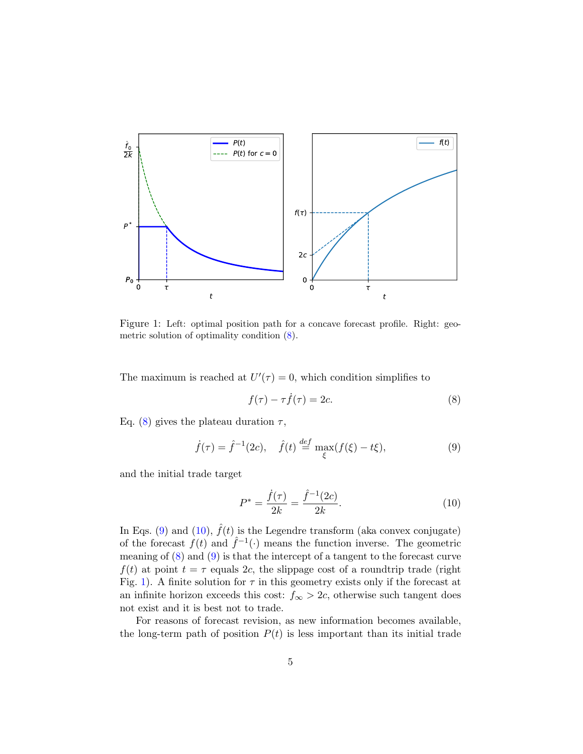Figure 1: Left: optimal position path for a concave forecast profile. Right: geometric solution of optimality condition (8).

The maximum is reached at $U'(\tau) = 0$, which condition simplifies to

$$f(\tau) - \tau \dot{f}(\tau) = 2c. \tag{8}$$

Eq. (8) gives the plateau duration $\tau$,

$$\dot{f}(\tau) = \hat{f}^{-1}(2c), \quad \hat{f}(t) \stackrel{def}{=} \max_{\xi}(f(\xi) - t\xi), \tag{9}$$

and the initial trade target

$$P^* = \frac{\dot{f}(\tau)}{2k} = \frac{\hat{f}^{-1}(2c)}{2k}. \tag{10}$$

In Eqs. (9) and (10), $\hat{f}(t)$ is the Legendre transform (aka convex conjugate) of the forecast $f(t)$ and $\hat{f}^{-1}(\cdot)$ means the function inverse. The geometric meaning of (8) and (9) is that the intercept of a tangent to the forecast curve $f(t)$ at point $t = \tau$ equals $2c$, the slippage cost of a roundtrip trade (right Fig. 1). A finite solution for $\tau$ in this geometry exists only if the forecast at an infinite horizon exceeds this cost: $f_\infty > 2c$, otherwise such tangent does not exist and it is best not to trade.

For reasons of forecast revision, as new information becomes available, the long-term path of position $P(t)$ is less important than its initial trade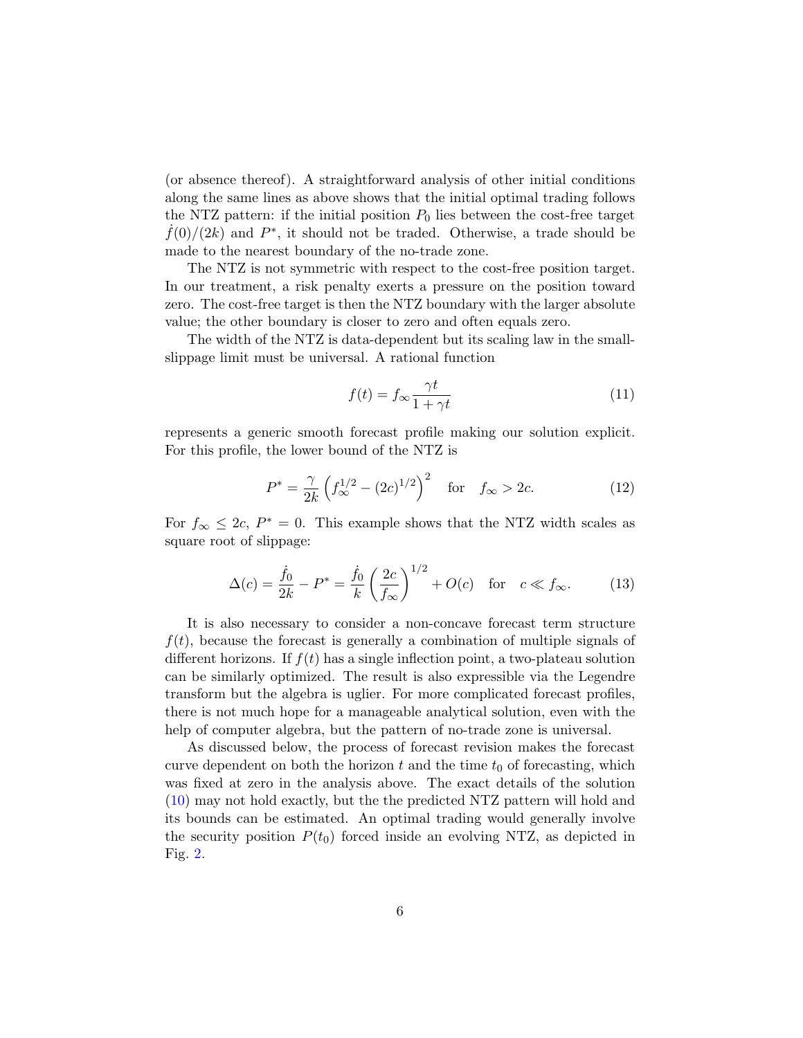(or absence thereof). A straightforward analysis of other initial conditions along the same lines as above shows that the initial optimal trading follows the NTZ pattern: if the initial position $P_0$ lies between the cost-free target $\dot{f}(0)/(2k)$ and $P^*$, it should not be traded. Otherwise, a trade should be made to the nearest boundary of the no-trade zone.

The NTZ is not symmetric with respect to the cost-free position target. In our treatment, a risk penalty exerts a pressure on the position toward zero. The cost-free target is then the NTZ boundary with the larger absolute value; the other boundary is closer to zero and often equals zero.

The width of the NTZ is data-dependent but its scaling law in the small-slippage limit must be universal. A rational function

$$f(t) = f_\infty \frac{\gamma t}{1 + \gamma t} \tag{11}$$

represents a generic smooth forecast profile making our solution explicit. For this profile, the lower bound of the NTZ is

$$P^* = \frac{\gamma}{2k} \left( f_\infty^{1/2} - (2c)^{1/2} \right)^2 \quad \text{for} \quad f_\infty > 2c. \tag{12}$$

For $f_\infty \leq 2c$, $P^* = 0$. This example shows that the NTZ width scales as square root of slippage:

$$\Delta(c) = \frac{\dot{f}_0}{2k} - P^* = \frac{\dot{f}_0}{k} \left( \frac{2c}{f_\infty} \right)^{1/2} + O(c) \quad \text{for} \quad c \ll f_\infty. \tag{13}$$

It is also necessary to consider a non-concave forecast term structure $f(t)$, because the forecast is generally a combination of multiple signals of different horizons. If $f(t)$ has a single inflection point, a two-plateau solution can be similarly optimized. The result is also expressible via the Legendre transform but the algebra is uglier. For more complicated forecast profiles, there is not much hope for a manageable analytical solution, even with the help of computer algebra, but the pattern of no-trade zone is universal.

As discussed below, the process of forecast revision makes the forecast curve dependent on both the horizon $t$ and the time $t_0$ of forecasting, which was fixed at zero in the analysis above. The exact details of the solution (10) may not hold exactly, but the the predicted NTZ pattern will hold and its bounds can be estimated. An optimal trading would generally involve the security position $P(t_0)$ forced inside an evolving NTZ, as depicted in Fig. 2.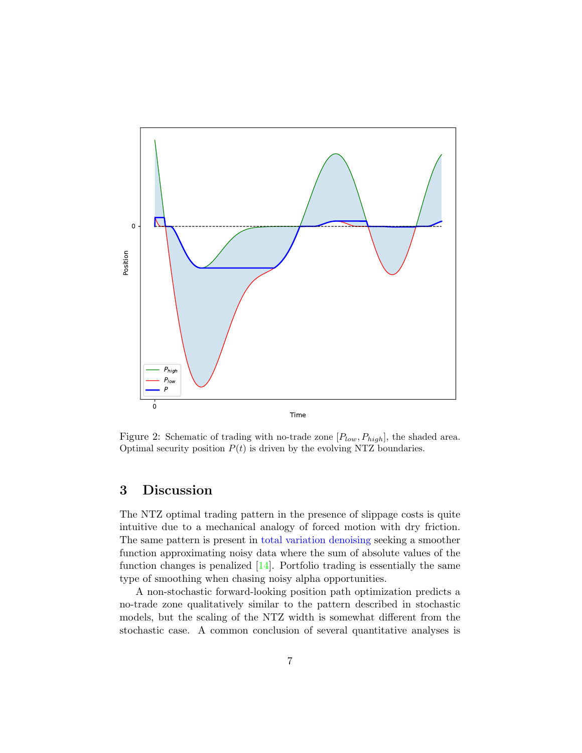Figure 2: Schematic of trading with no-trade zone $[P_{low}, P_{high}]$, the shaded area. Optimal security position $P(t)$ is driven by the evolving NTZ boundaries.

## 3 Discussion

The NTZ optimal trading pattern in the presence of slippage costs is quite intuitive due to a mechanical analogy of forced motion with dry friction. The same pattern is present in total variation denoising seeking a smoother function approximating noisy data where the sum of absolute values of the function changes is penalized [14]. Portfolio trading is essentially the same type of smoothing when chasing noisy alpha opportunities.

A non-stochastic forward-looking position path optimization predicts a no-trade zone qualitatively similar to the pattern described in stochastic models, but the scaling of the NTZ width is somewhat different from the stochastic case. A common conclusion of several quantitative analyses is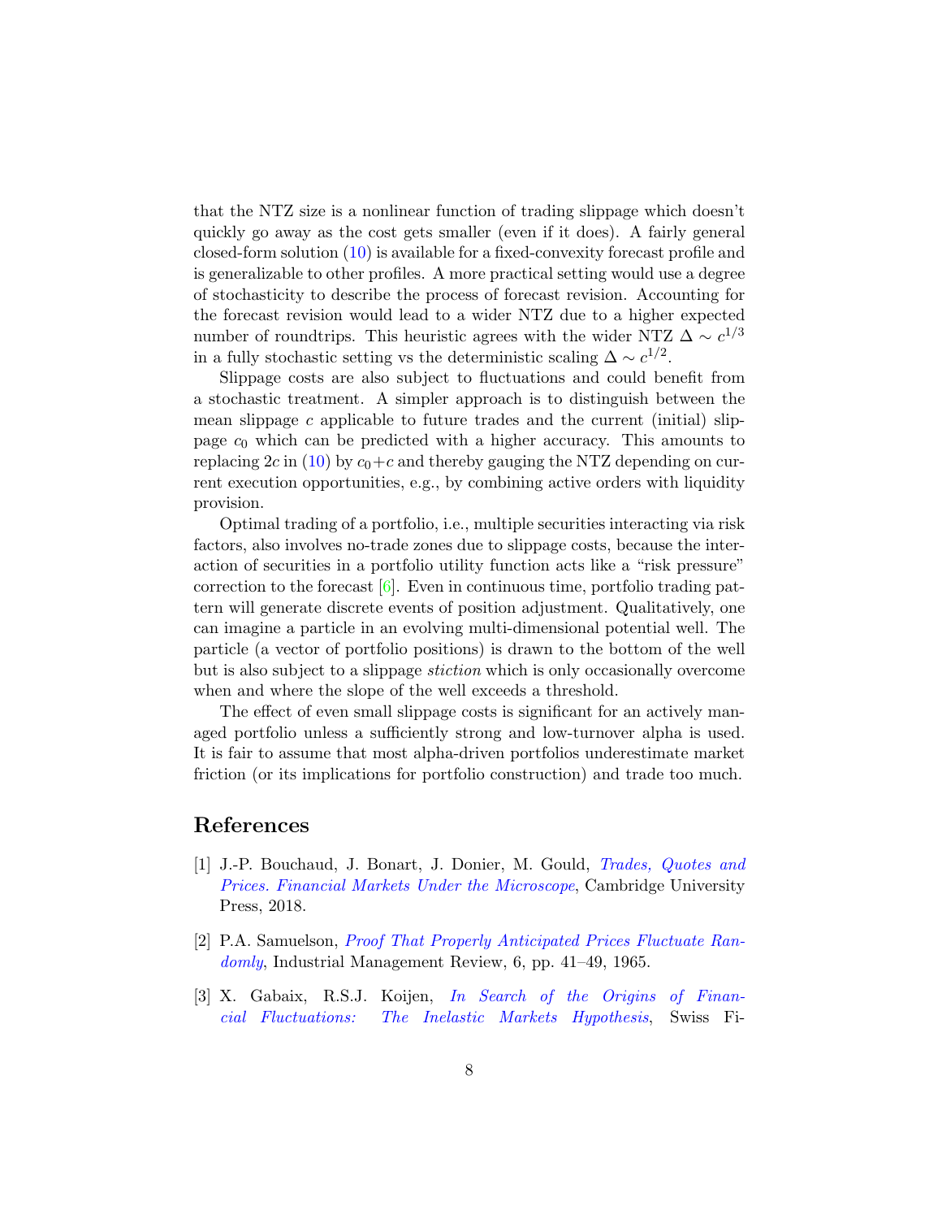that the NTZ size is a nonlinear function of trading slippage which doesn't quickly go away as the cost gets smaller (even if it does). A fairly general closed-form solution (10) is available for a fixed-convexity forecast profile and is generalizable to other profiles. A more practical setting would use a degree of stochasticity to describe the process of forecast revision. Accounting for the forecast revision would lead to a wider NTZ due to a higher expected number of roundtrips. This heuristic agrees with the wider NTZ $\Delta \sim c^{1/3}$ in a fully stochastic setting vs the deterministic scaling $\Delta \sim c^{1/2}$.

Slippage costs are also subject to fluctuations and could benefit from a stochastic treatment. A simpler approach is to distinguish between the mean slippage $c$ applicable to future trades and the current (initial) slippage $c_0$ which can be predicted with a higher accuracy. This amounts to replacing $2c$ in (10) by $c_0 + c$ and thereby gauging the NTZ depending on current execution opportunities, e.g., by combining active orders with liquidity provision.

Optimal trading of a portfolio, i.e., multiple securities interacting via risk factors, also involves no-trade zones due to slippage costs, because the interaction of securities in a portfolio utility function acts like a "risk pressure" correction to the forecast [6]. Even in continuous time, portfolio trading pattern will generate discrete events of position adjustment. Qualitatively, one can imagine a particle in an evolving multi-dimensional potential well. The particle (a vector of portfolio positions) is drawn to the bottom of the well but is also subject to a slippage *stiction* which is only occasionally overcome when and where the slope of the well exceeds a threshold.

The effect of even small slippage costs is significant for an actively managed portfolio unless a sufficiently strong and low-turnover alpha is used. It is fair to assume that most alpha-driven portfolios underestimate market friction (or its implications for portfolio construction) and trade too much.

# References

[1] J.-P. Bouchaud, J. Bonart, J. Donier, M. Gould, *Trades, Quotes and Prices. Financial Markets Under the Microscope*, Cambridge University Press, 2018.

[2] P.A. Samuelson, *Proof That Properly Anticipated Prices Fluctuate Randomly*, Industrial Management Review, 6, pp. 41–49, 1965.

[3] X. Gabaix, R.S.J. Koijen, *In Search of the Origins of Financial Fluctuations: The Inelastic Markets Hypothesis*, Swiss Fi-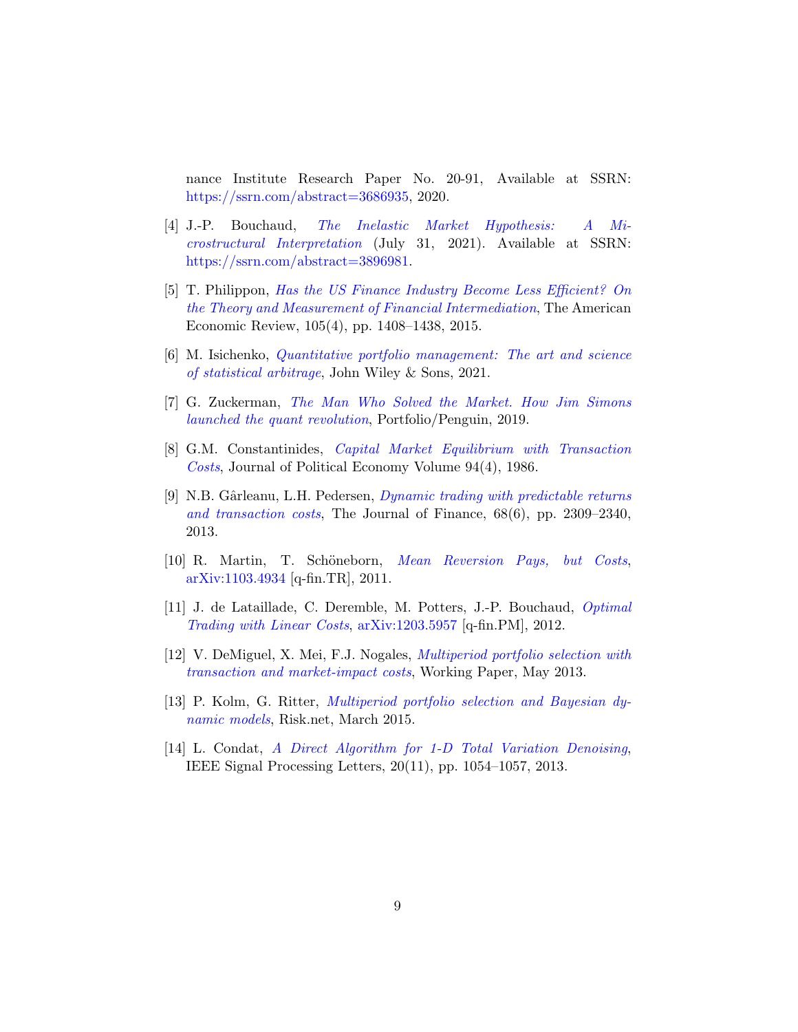nance Institute Research Paper No. 20-91, Available at SSRN: https://ssrn.com/abstract=3686935, 2020.

[4] J.-P. Bouchaud, *The Inelastic Market Hypothesis: A Microstructural Interpretation* (July 31, 2021). Available at SSRN: https://ssrn.com/abstract=3896981.

[5] T. Philippon, *Has the US Finance Industry Become Less Efficient? On the Theory and Measurement of Financial Intermediation*, The American Economic Review, 105(4), pp. 1408–1438, 2015.

[6] M. Isichenko, *Quantitative portfolio management: The art and science of statistical arbitrage*, John Wiley & Sons, 2021.

[7] G. Zuckerman, *The Man Who Solved the Market. How Jim Simons launched the quant revolution*, Portfolio/Penguin, 2019.

[8] G.M. Constantinides, *Capital Market Equilibrium with Transaction Costs*, Journal of Political Economy Volume 94(4), 1986.

[9] N.B. Gârleanu, L.H. Pedersen, *Dynamic trading with predictable returns and transaction costs*, The Journal of Finance, 68(6), pp. 2309–2340, 2013.

[10] R. Martin, T. Schöneborn, *Mean Reversion Pays, but Costs*, arXiv:1103.4934 [q-fin.TR], 2011.

[11] J. de Lataillade, C. Deremble, M. Potters, J.-P. Bouchaud, *Optimal Trading with Linear Costs*, arXiv:1203.5957 [q-fin.PM], 2012.

[12] V. DeMiguel, X. Mei, F.J. Nogales, *Multiperiod portfolio selection with transaction and market-impact costs*, Working Paper, May 2013.

[13] P. Kolm, G. Ritter, *Multiperiod portfolio selection and Bayesian dynamic models*, Risk.net, March 2015.

[14] L. Condat, *A Direct Algorithm for 1-D Total Variation Denoising*, IEEE Signal Processing Letters, 20(11), pp. 1054–1057, 2013.